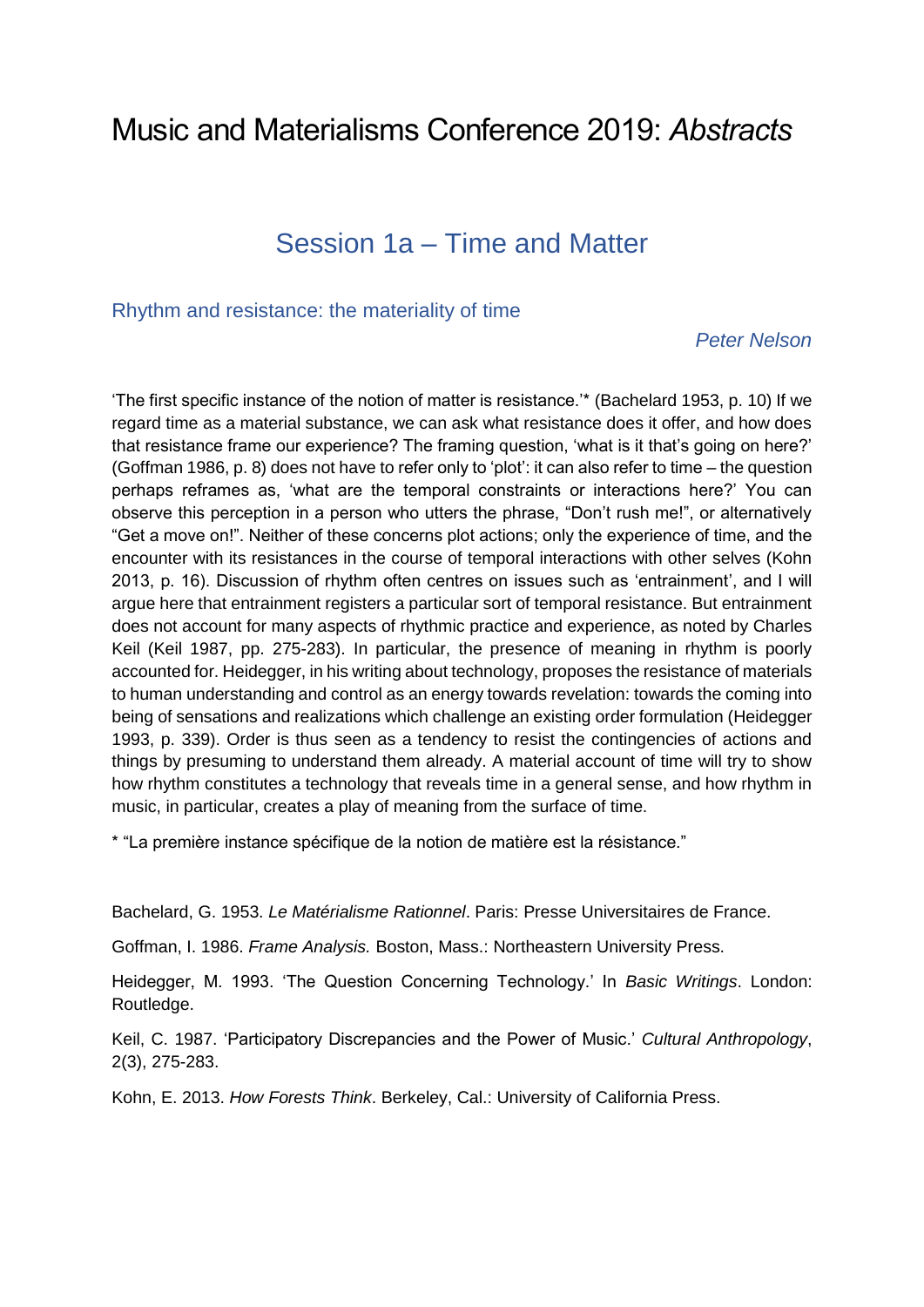# Music and Materialisms Conference 2019: *Abstracts*

## Session 1a – Time and Matter

### Rhythm and resistance: the materiality of time

*Peter Nelson*

'The first specific instance of the notion of matter is resistance.'* (Bachelard 1953, p. 10) If we regard time as a material substance, we can ask what resistance does it offer, and how does that resistance frame our experience? The framing question, 'what is it that's going on here?' (Goffman 1986, p. 8) does not have to refer only to 'plot': it can also refer to time – the question perhaps reframes as, 'what are the temporal constraints or interactions here?' You can observe this perception in a person who utters the phrase, "Don't rush me!", or alternatively "Get a move on!". Neither of these concerns plot actions; only the experience of time, and the encounter with its resistances in the course of temporal interactions with other selves (Kohn 2013, p. 16). Discussion of rhythm often centres on issues such as 'entrainment', and I will argue here that entrainment registers a particular sort of temporal resistance. But entrainment does not account for many aspects of rhythmic practice and experience, as noted by Charles Keil (Keil 1987, pp. 275-283). In particular, the presence of meaning in rhythm is poorly accounted for. Heidegger, in his writing about technology, proposes the resistance of materials to human understanding and control as an energy towards revelation: towards the coming into being of sensations and realizations which challenge an existing order formulation (Heidegger 1993, p. 339). Order is thus seen as a tendency to resist the contingencies of actions and things by presuming to understand them already. A material account of time will try to show how rhythm constitutes a technology that reveals time in a general sense, and how rhythm in music, in particular, creates a play of meaning from the surface of time.

\* "La première instance spécifique de la notion de matière est la résistance."

Bachelard, G. 1953. *Le Matérialisme Rationnel*. Paris: Presse Universitaires de France.

Goffman, I. 1986. *Frame Analysis.* Boston, Mass.: Northeastern University Press.

Heidegger, M. 1993. 'The Question Concerning Technology.' In *Basic Writings*. London: Routledge.

Keil, C. 1987. 'Participatory Discrepancies and the Power of Music.' *Cultural Anthropology*, 2(3), 275-283.

Kohn, E. 2013. *How Forests Think*. Berkeley, Cal.: University of California Press.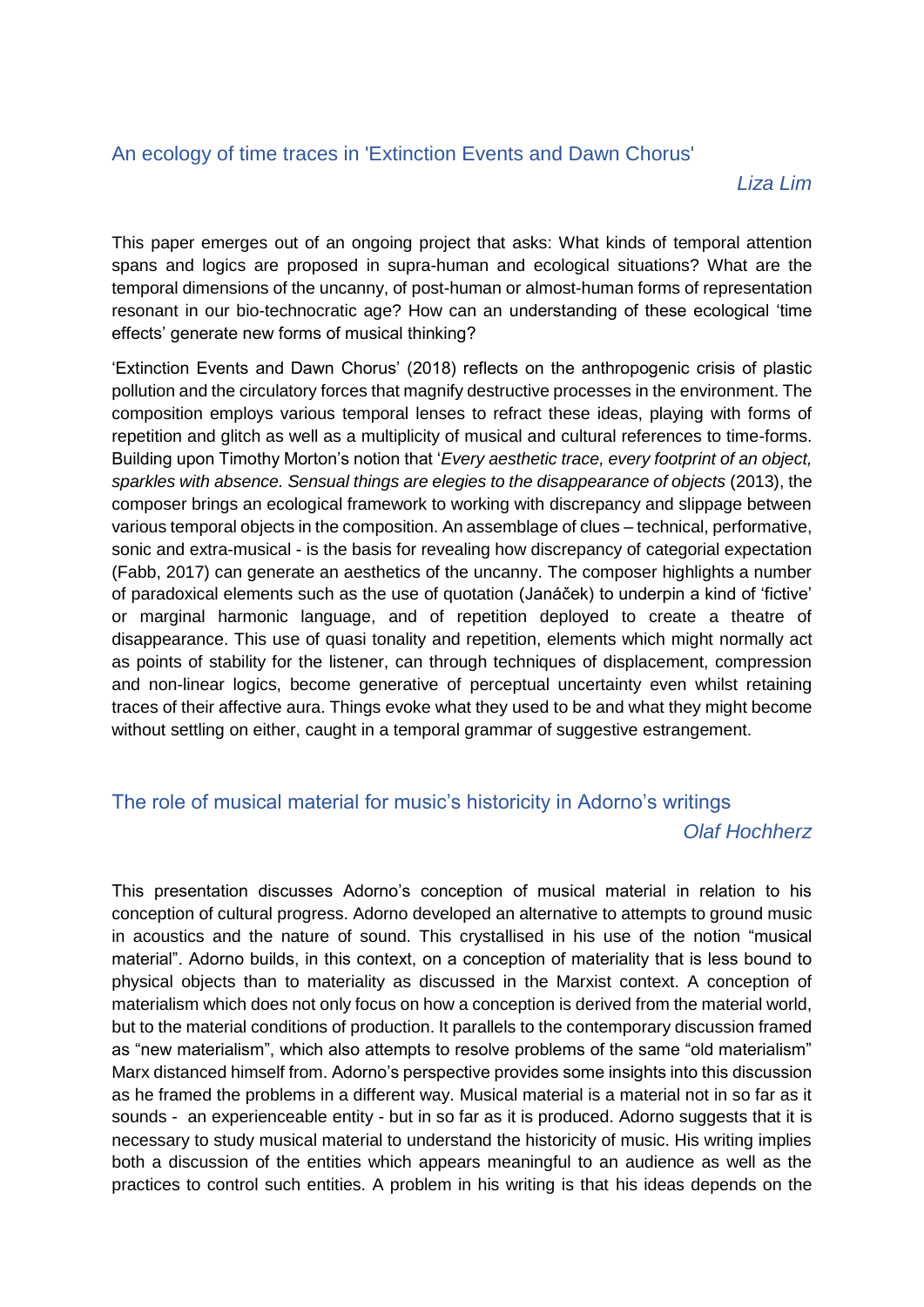## An ecology of time traces in 'Extinction Events and Dawn Chorus'

*Liza Lim*

This paper emerges out of an ongoing project that asks: What kinds of temporal attention spans and logics are proposed in supra-human and ecological situations? What are the temporal dimensions of the uncanny, of post-human or almost-human forms of representation resonant in our bio-technocratic age? How can an understanding of these ecological 'time effects' generate new forms of musical thinking?

'Extinction Events and Dawn Chorus' (2018) reflects on the anthropogenic crisis of plastic pollution and the circulatory forces that magnify destructive processes in the environment. The composition employs various temporal lenses to refract these ideas, playing with forms of repetition and glitch as well as a multiplicity of musical and cultural references to time-forms. Building upon Timothy Morton's notion that '*Every aesthetic trace, every footprint of an object, sparkles with absence. Sensual things are elegies to the disappearance of objects* (2013), the composer brings an ecological framework to working with discrepancy and slippage between various temporal objects in the composition. An assemblage of clues – technical, performative, sonic and extra-musical - is the basis for revealing how discrepancy of categorial expectation (Fabb, 2017) can generate an aesthetics of the uncanny. The composer highlights a number of paradoxical elements such as the use of quotation (Janáček) to underpin a kind of 'fictive' or marginal harmonic language, and of repetition deployed to create a theatre of disappearance. This use of quasi tonality and repetition, elements which might normally act as points of stability for the listener, can through techniques of displacement, compression and non-linear logics, become generative of perceptual uncertainty even whilst retaining traces of their affective aura. Things evoke what they used to be and what they might become without settling on either, caught in a temporal grammar of suggestive estrangement.

## The role of musical material for music's historicity in Adorno's writings

*Olaf Hochherz*

This presentation discusses Adorno's conception of musical material in relation to his conception of cultural progress. Adorno developed an alternative to attempts to ground music in acoustics and the nature of sound. This crystallised in his use of the notion "musical material". Adorno builds, in this context, on a conception of materiality that is less bound to physical objects than to materiality as discussed in the Marxist context. A conception of materialism which does not only focus on how a conception is derived from the material world, but to the material conditions of production. It parallels to the contemporary discussion framed as "new materialism", which also attempts to resolve problems of the same "old materialism" Marx distanced himself from. Adorno's perspective provides some insights into this discussion as he framed the problems in a different way. Musical material is a material not in so far as it sounds - an experienceable entity - but in so far as it is produced. Adorno suggests that it is necessary to study musical material to understand the historicity of music. His writing implies both a discussion of the entities which appears meaningful to an audience as well as the practices to control such entities. A problem in his writing is that his ideas depends on the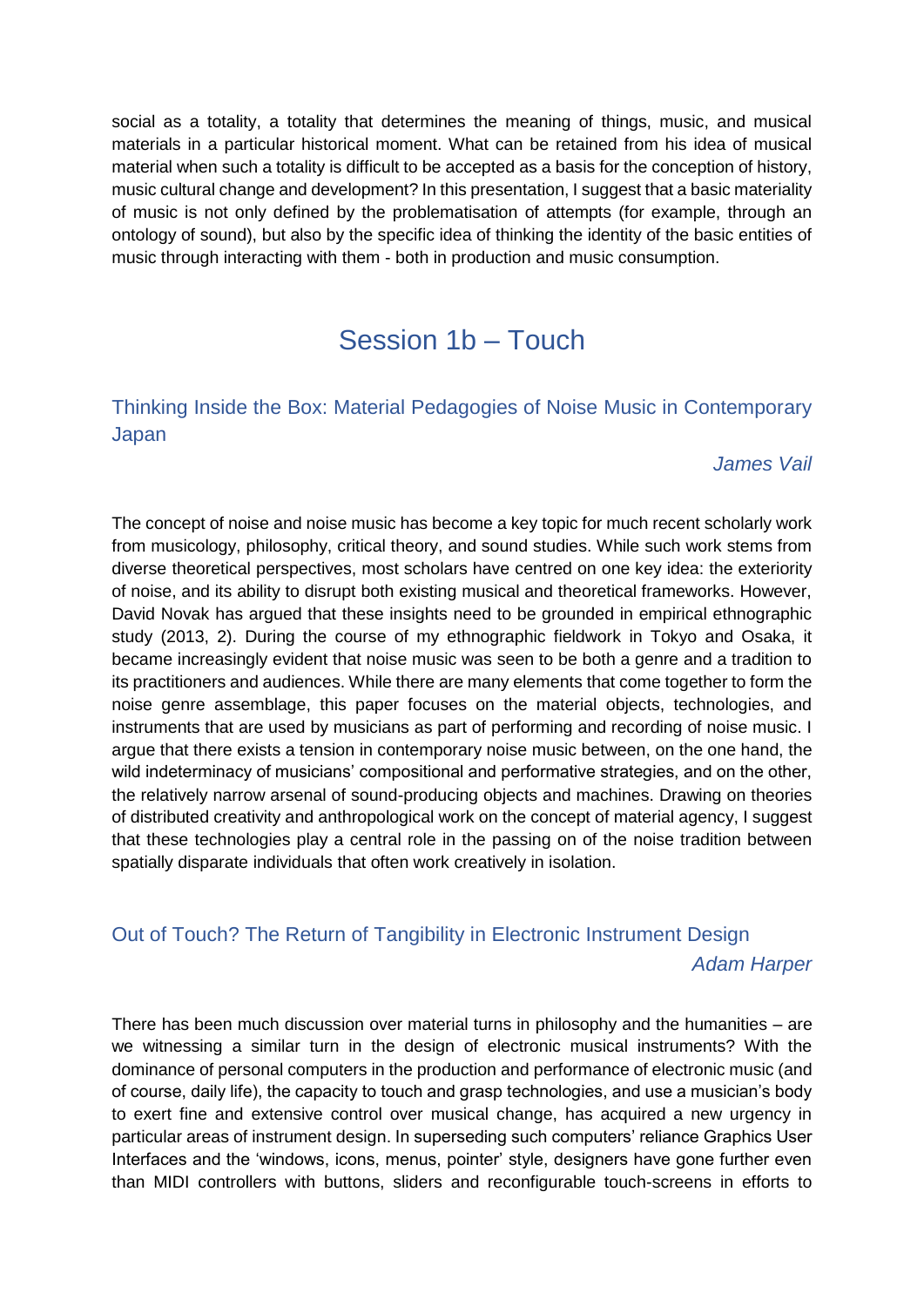social as a totality, a totality that determines the meaning of things, music, and musical materials in a particular historical moment. What can be retained from his idea of musical material when such a totality is difficult to be accepted as a basis for the conception of history, music cultural change and development? In this presentation, I suggest that a basic materiality of music is not only defined by the problematisation of attempts (for example, through an ontology of sound), but also by the specific idea of thinking the identity of the basic entities of music through interacting with them - both in production and music consumption.

# Session 1b – Touch

## Thinking Inside the Box: Material Pedagogies of Noise Music in Contemporary Japan

*James Vail*

The concept of noise and noise music has become a key topic for much recent scholarly work from musicology, philosophy, critical theory, and sound studies. While such work stems from diverse theoretical perspectives, most scholars have centred on one key idea: the exteriority of noise, and its ability to disrupt both existing musical and theoretical frameworks. However, David Novak has argued that these insights need to be grounded in empirical ethnographic study (2013, 2). During the course of my ethnographic fieldwork in Tokyo and Osaka, it became increasingly evident that noise music was seen to be both a genre and a tradition to its practitioners and audiences. While there are many elements that come together to form the noise genre assemblage, this paper focuses on the material objects, technologies, and instruments that are used by musicians as part of performing and recording of noise music. I argue that there exists a tension in contemporary noise music between, on the one hand, the wild indeterminacy of musicians' compositional and performative strategies, and on the other, the relatively narrow arsenal of sound-producing objects and machines. Drawing on theories of distributed creativity and anthropological work on the concept of material agency, I suggest that these technologies play a central role in the passing on of the noise tradition between spatially disparate individuals that often work creatively in isolation.

## Out of Touch? The Return of Tangibility in Electronic Instrument Design

*Adam Harper*

There has been much discussion over material turns in philosophy and the humanities – are we witnessing a similar turn in the design of electronic musical instruments? With the dominance of personal computers in the production and performance of electronic music (and of course, daily life), the capacity to touch and grasp technologies, and use a musician's body to exert fine and extensive control over musical change, has acquired a new urgency in particular areas of instrument design. In superseding such computers' reliance Graphics User Interfaces and the 'windows, icons, menus, pointer' style, designers have gone further even than MIDI controllers with buttons, sliders and reconfigurable touch-screens in efforts to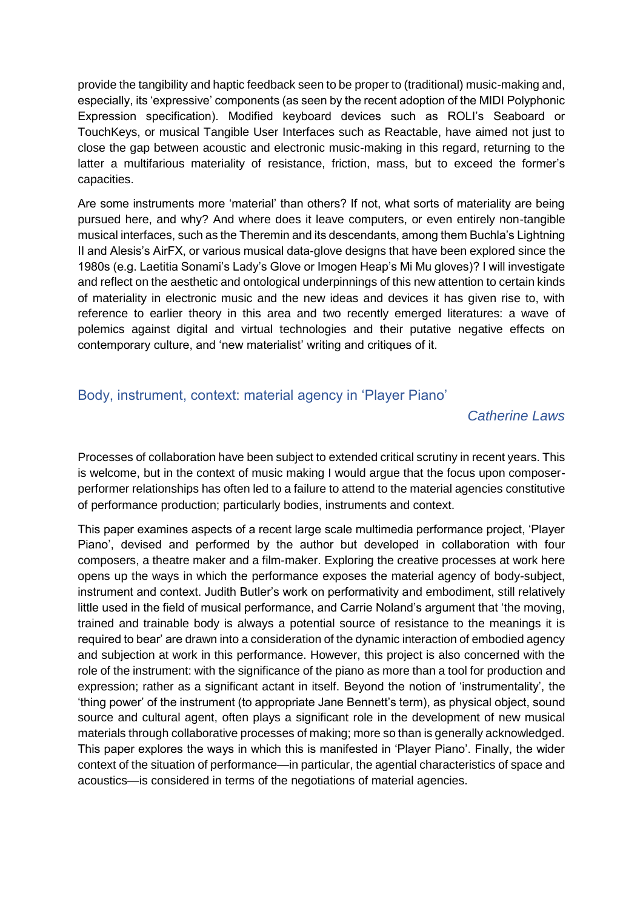provide the tangibility and haptic feedback seen to be proper to (traditional) music-making and, especially, its 'expressive' components (as seen by the recent adoption of the MIDI Polyphonic Expression specification). Modified keyboard devices such as ROLI's Seaboard or TouchKeys, or musical Tangible User Interfaces such as Reactable, have aimed not just to close the gap between acoustic and electronic music-making in this regard, returning to the latter a multifarious materiality of resistance, friction, mass, but to exceed the former's capacities.

Are some instruments more 'material' than others? If not, what sorts of materiality are being pursued here, and why? And where does it leave computers, or even entirely non-tangible musical interfaces, such as the Theremin and its descendants, among them Buchla's Lightning II and Alesis's AirFX, or various musical data-glove designs that have been explored since the 1980s (e.g. Laetitia Sonami's Lady's Glove or Imogen Heap's Mi Mu gloves)? I will investigate and reflect on the aesthetic and ontological underpinnings of this new attention to certain kinds of materiality in electronic music and the new ideas and devices it has given rise to, with reference to earlier theory in this area and two recently emerged literatures: a wave of polemics against digital and virtual technologies and their putative negative effects on contemporary culture, and 'new materialist' writing and critiques of it.

## Body, instrument, context: material agency in 'Player Piano'

*Catherine Laws*

Processes of collaboration have been subject to extended critical scrutiny in recent years. This is welcome, but in the context of music making I would argue that the focus upon composer-performer relationships has often led to a failure to attend to the material agencies constitutive of performance production; particularly bodies, instruments and context.

This paper examines aspects of a recent large scale multimedia performance project, 'Player Piano', devised and performed by the author but developed in collaboration with four composers, a theatre maker and a film-maker. Exploring the creative processes at work here opens up the ways in which the performance exposes the material agency of body-subject, instrument and context. Judith Butler's work on performativity and embodiment, still relatively little used in the field of musical performance, and Carrie Noland's argument that 'the moving, trained and trainable body is always a potential source of resistance to the meanings it is required to bear' are drawn into a consideration of the dynamic interaction of embodied agency and subjection at work in this performance. However, this project is also concerned with the role of the instrument: with the significance of the piano as more than a tool for production and expression; rather as a significant actant in itself. Beyond the notion of 'instrumentality', the 'thing power' of the instrument (to appropriate Jane Bennett's term), as physical object, sound source and cultural agent, often plays a significant role in the development of new musical materials through collaborative processes of making; more so than is generally acknowledged. This paper explores the ways in which this is manifested in 'Player Piano'. Finally, the wider context of the situation of performance—in particular, the agential characteristics of space and acoustics—is considered in terms of the negotiations of material agencies.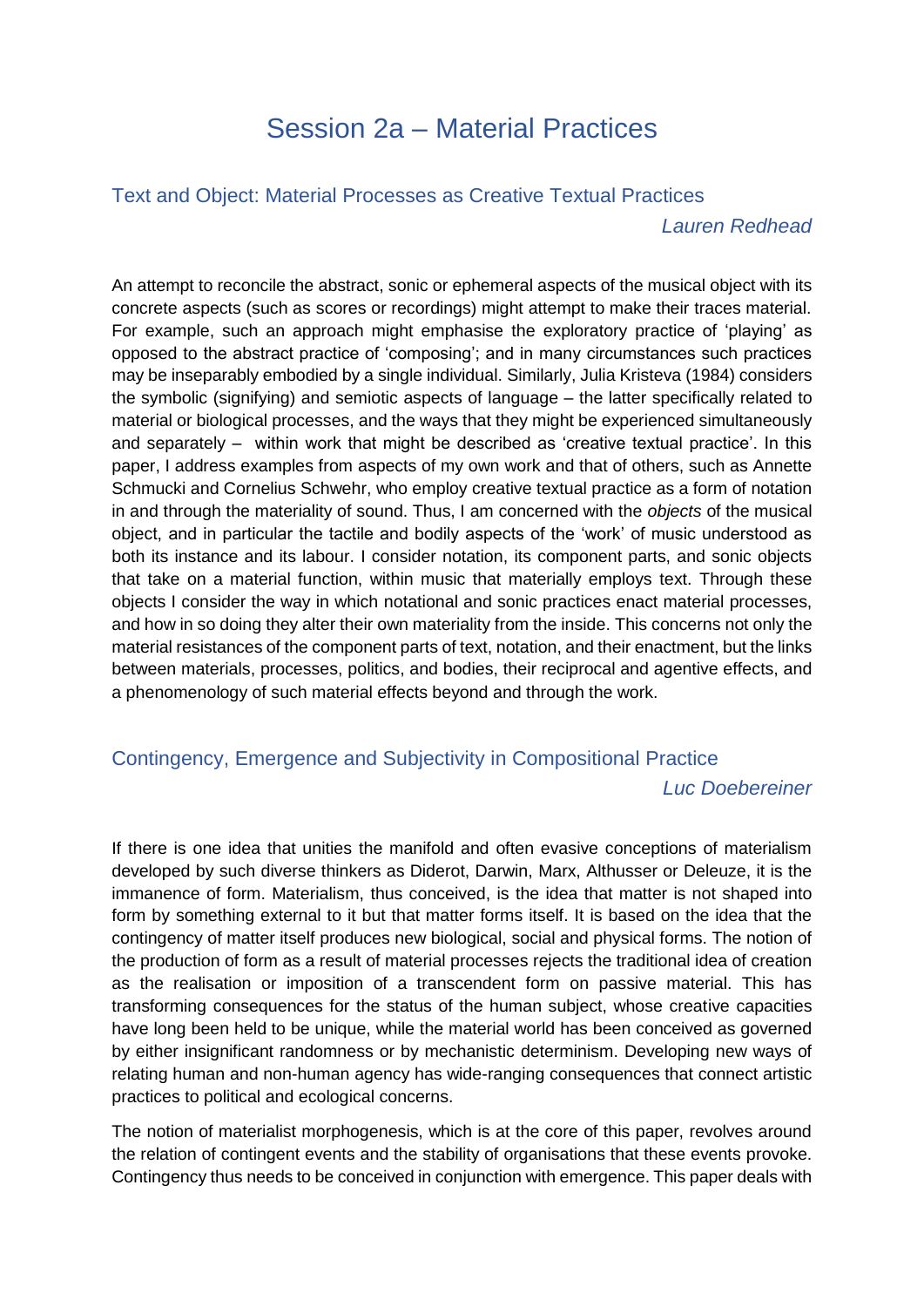# Session 2a – Material Practices

## Text and Object: Material Processes as Creative Textual Practices

*Lauren Redhead*

An attempt to reconcile the abstract, sonic or ephemeral aspects of the musical object with its concrete aspects (such as scores or recordings) might attempt to make their traces material. For example, such an approach might emphasise the exploratory practice of 'playing' as opposed to the abstract practice of 'composing'; and in many circumstances such practices may be inseparably embodied by a single individual. Similarly, Julia Kristeva (1984) considers the symbolic (signifying) and semiotic aspects of language – the latter specifically related to material or biological processes, and the ways that they might be experienced simultaneously and separately – within work that might be described as 'creative textual practice'. In this paper, I address examples from aspects of my own work and that of others, such as Annette Schmucki and Cornelius Schwehr, who employ creative textual practice as a form of notation in and through the materiality of sound. Thus, I am concerned with the *objects* of the musical object, and in particular the tactile and bodily aspects of the 'work' of music understood as both its instance and its labour. I consider notation, its component parts, and sonic objects that take on a material function, within music that materially employs text. Through these objects I consider the way in which notational and sonic practices enact material processes, and how in so doing they alter their own materiality from the inside. This concerns not only the material resistances of the component parts of text, notation, and their enactment, but the links between materials, processes, politics, and bodies, their reciprocal and agentive effects, and a phenomenology of such material effects beyond and through the work.

## Contingency, Emergence and Subjectivity in Compositional Practice

*Luc Doebereiner*

If there is one idea that unities the manifold and often evasive conceptions of materialism developed by such diverse thinkers as Diderot, Darwin, Marx, Althusser or Deleuze, it is the immanence of form. Materialism, thus conceived, is the idea that matter is not shaped into form by something external to it but that matter forms itself. It is based on the idea that the contingency of matter itself produces new biological, social and physical forms. The notion of the production of form as a result of material processes rejects the traditional idea of creation as the realisation or imposition of a transcendent form on passive material. This has transforming consequences for the status of the human subject, whose creative capacities have long been held to be unique, while the material world has been conceived as governed by either insignificant randomness or by mechanistic determinism. Developing new ways of relating human and non-human agency has wide-ranging consequences that connect artistic practices to political and ecological concerns.

The notion of materialist morphogenesis, which is at the core of this paper, revolves around the relation of contingent events and the stability of organisations that these events provoke. Contingency thus needs to be conceived in conjunction with emergence. This paper deals with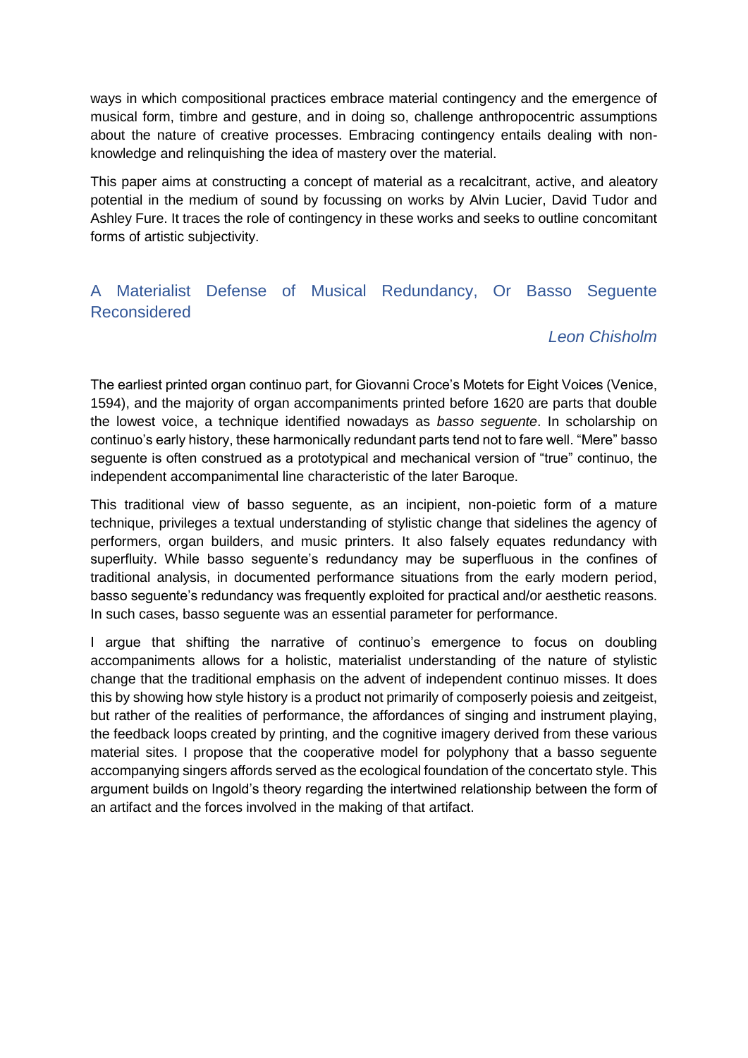ways in which compositional practices embrace material contingency and the emergence of musical form, timbre and gesture, and in doing so, challenge anthropocentric assumptions about the nature of creative processes. Embracing contingency entails dealing with non-knowledge and relinquishing the idea of mastery over the material.

This paper aims at constructing a concept of material as a recalcitrant, active, and aleatory potential in the medium of sound by focussing on works by Alvin Lucier, David Tudor and Ashley Fure. It traces the role of contingency in these works and seeks to outline concomitant forms of artistic subjectivity.

## A Materialist Defense of Musical Redundancy, Or Basso Seguente Reconsidered

*Leon Chisholm*

The earliest printed organ continuo part, for Giovanni Croce's Motets for Eight Voices (Venice, 1594), and the majority of organ accompaniments printed before 1620 are parts that double the lowest voice, a technique identified nowadays as *basso seguente*. In scholarship on continuo's early history, these harmonically redundant parts tend not to fare well. "Mere" basso seguente is often construed as a prototypical and mechanical version of "true" continuo, the independent accompanimental line characteristic of the later Baroque.

This traditional view of basso seguente, as an incipient, non-poietic form of a mature technique, privileges a textual understanding of stylistic change that sidelines the agency of performers, organ builders, and music printers. It also falsely equates redundancy with superfluity. While basso seguente's redundancy may be superfluous in the confines of traditional analysis, in documented performance situations from the early modern period, basso seguente's redundancy was frequently exploited for practical and/or aesthetic reasons. In such cases, basso seguente was an essential parameter for performance.

I argue that shifting the narrative of continuo's emergence to focus on doubling accompaniments allows for a holistic, materialist understanding of the nature of stylistic change that the traditional emphasis on the advent of independent continuo misses. It does this by showing how style history is a product not primarily of composerly poiesis and zeitgeist, but rather of the realities of performance, the affordances of singing and instrument playing, the feedback loops created by printing, and the cognitive imagery derived from these various material sites. I propose that the cooperative model for polyphony that a basso seguente accompanying singers affords served as the ecological foundation of the concertato style. This argument builds on Ingold's theory regarding the intertwined relationship between the form of an artifact and the forces involved in the making of that artifact.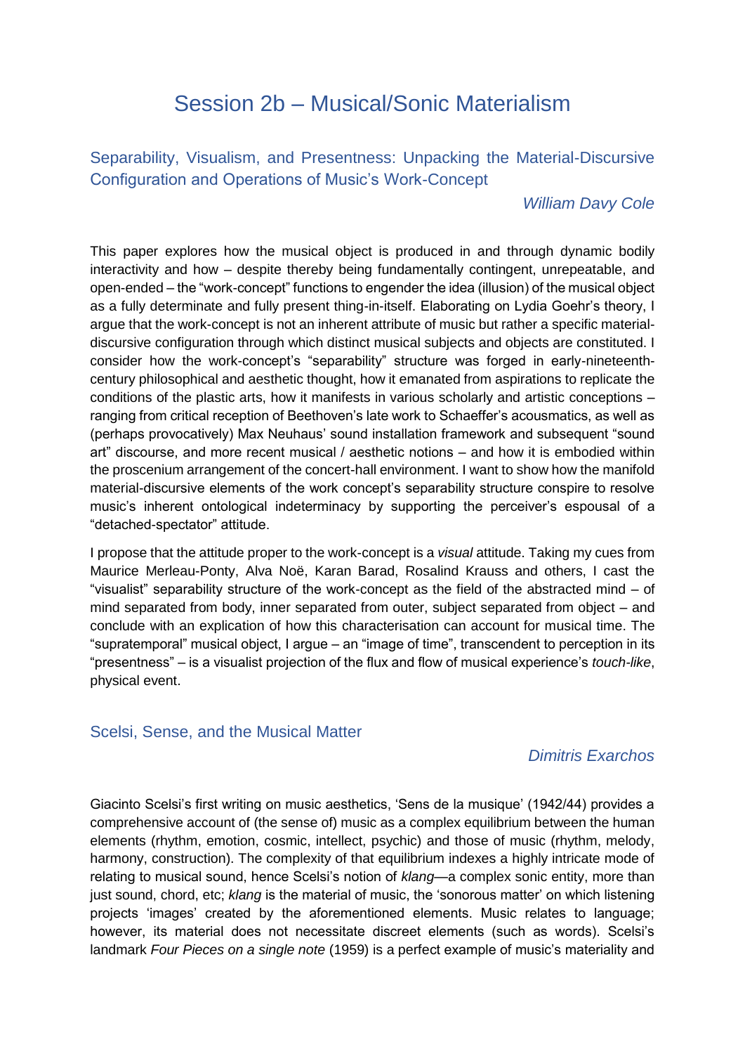# Session 2b – Musical/Sonic Materialism

## Separability, Visualism, and Presentness: Unpacking the Material-Discursive Configuration and Operations of Music's Work-Concept

*William Davy Cole*

This paper explores how the musical object is produced in and through dynamic bodily interactivity and how – despite thereby being fundamentally contingent, unrepeatable, and open-ended – the "work-concept" functions to engender the idea (illusion) of the musical object as a fully determinate and fully present thing-in-itself. Elaborating on Lydia Goehr's theory, I argue that the work-concept is not an inherent attribute of music but rather a specific material-discursive configuration through which distinct musical subjects and objects are constituted. I consider how the work-concept's "separability" structure was forged in early-nineteenth-century philosophical and aesthetic thought, how it emanated from aspirations to replicate the conditions of the plastic arts, how it manifests in various scholarly and artistic conceptions – ranging from critical reception of Beethoven's late work to Schaeffer's acousmatics, as well as (perhaps provocatively) Max Neuhaus' sound installation framework and subsequent "sound art" discourse, and more recent musical / aesthetic notions – and how it is embodied within the proscenium arrangement of the concert-hall environment. I want to show how the manifold material-discursive elements of the work concept's separability structure conspire to resolve music's inherent ontological indeterminacy by supporting the perceiver's espousal of a "detached-spectator" attitude.

I propose that the attitude proper to the work-concept is a *visual* attitude. Taking my cues from Maurice Merleau-Ponty, Alva Noë, Karan Barad, Rosalind Krauss and others, I cast the "visualist" separability structure of the work-concept as the field of the abstracted mind – of mind separated from body, inner separated from outer, subject separated from object – and conclude with an explication of how this characterisation can account for musical time. The "supratemporal" musical object, I argue – an "image of time", transcendent to perception in its "presentness" – is a visualist projection of the flux and flow of musical experience's *touch-like*, physical event.

## Scelsi, Sense, and the Musical Matter

*Dimitris Exarchos*

Giacinto Scelsi's first writing on music aesthetics, 'Sens de la musique' (1942/44) provides a comprehensive account of (the sense of) music as a complex equilibrium between the human elements (rhythm, emotion, cosmic, intellect, psychic) and those of music (rhythm, melody, harmony, construction). The complexity of that equilibrium indexes a highly intricate mode of relating to musical sound, hence Scelsi's notion of *klang*—a complex sonic entity, more than just sound, chord, etc; *klang* is the material of music, the 'sonorous matter' on which listening projects 'images' created by the aforementioned elements. Music relates to language; however, its material does not necessitate discreet elements (such as words). Scelsi's landmark *Four Pieces on a single note* (1959) is a perfect example of music's materiality and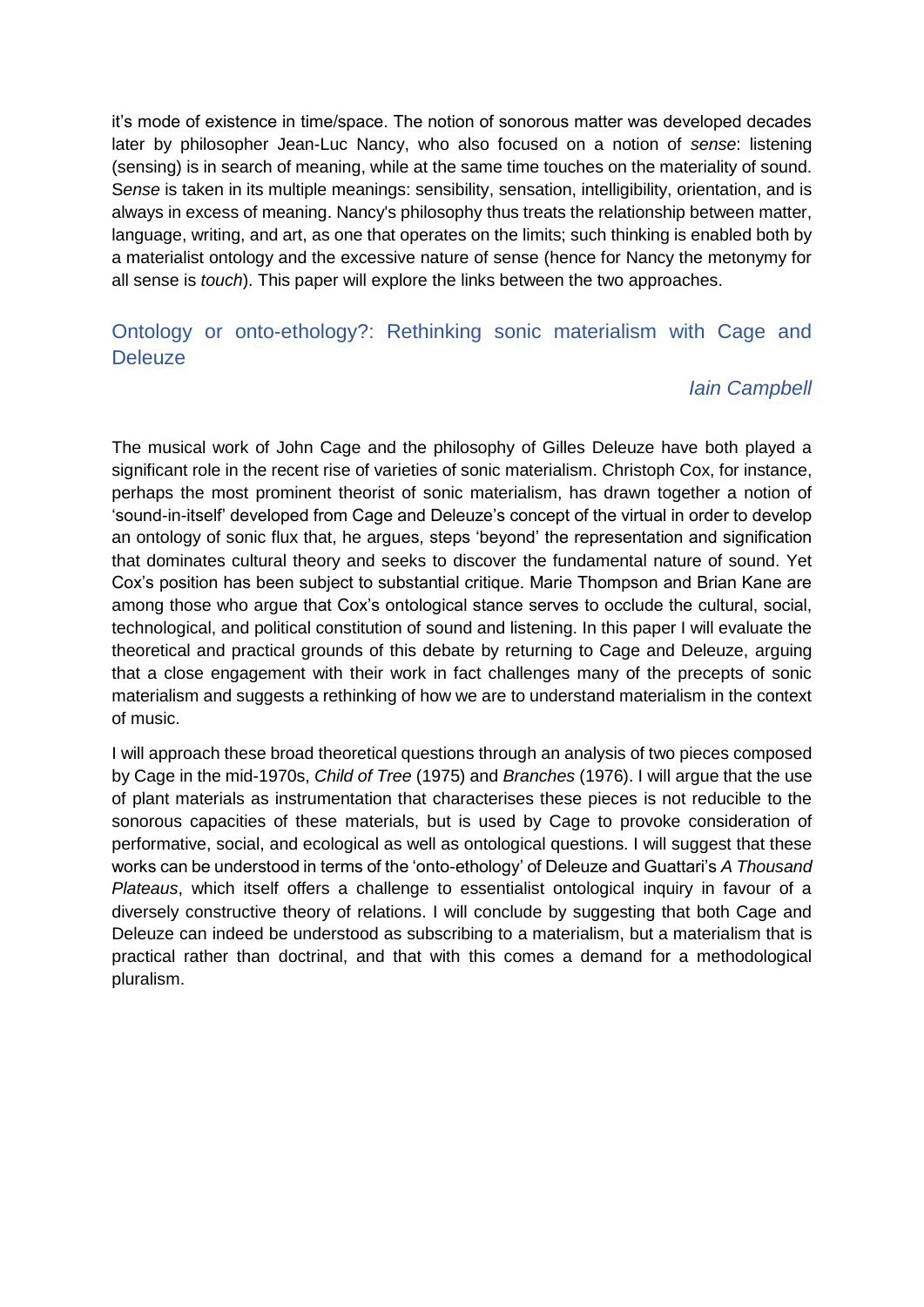it's mode of existence in time/space. The notion of sonorous matter was developed decades later by philosopher Jean-Luc Nancy, who also focused on a notion of *sense*: listening (sensing) is in search of meaning, while at the same time touches on the materiality of sound. S*ense* is taken in its multiple meanings: sensibility, sensation, intelligibility, orientation, and is always in excess of meaning. Nancy's philosophy thus treats the relationship between matter, language, writing, and art, as one that operates on the limits; such thinking is enabled both by a materialist ontology and the excessive nature of sense (hence for Nancy the metonymy for all sense is *touch*). This paper will explore the links between the two approaches.

## Ontology or onto-ethology?: Rethinking sonic materialism with Cage and Deleuze

*Iain Campbell*

The musical work of John Cage and the philosophy of Gilles Deleuze have both played a significant role in the recent rise of varieties of sonic materialism. Christoph Cox, for instance, perhaps the most prominent theorist of sonic materialism, has drawn together a notion of 'sound-in-itself' developed from Cage and Deleuze's concept of the virtual in order to develop an ontology of sonic flux that, he argues, steps 'beyond' the representation and signification that dominates cultural theory and seeks to discover the fundamental nature of sound. Yet Cox's position has been subject to substantial critique. Marie Thompson and Brian Kane are among those who argue that Cox's ontological stance serves to occlude the cultural, social, technological, and political constitution of sound and listening. In this paper I will evaluate the theoretical and practical grounds of this debate by returning to Cage and Deleuze, arguing that a close engagement with their work in fact challenges many of the precepts of sonic materialism and suggests a rethinking of how we are to understand materialism in the context of music.

I will approach these broad theoretical questions through an analysis of two pieces composed by Cage in the mid-1970s, *Child of Tree* (1975) and *Branches* (1976). I will argue that the use of plant materials as instrumentation that characterises these pieces is not reducible to the sonorous capacities of these materials, but is used by Cage to provoke consideration of performative, social, and ecological as well as ontological questions. I will suggest that these works can be understood in terms of the 'onto-ethology' of Deleuze and Guattari's *A Thousand Plateaus*, which itself offers a challenge to essentialist ontological inquiry in favour of a diversely constructive theory of relations. I will conclude by suggesting that both Cage and Deleuze can indeed be understood as subscribing to a materialism, but a materialism that is practical rather than doctrinal, and that with this comes a demand for a methodological pluralism.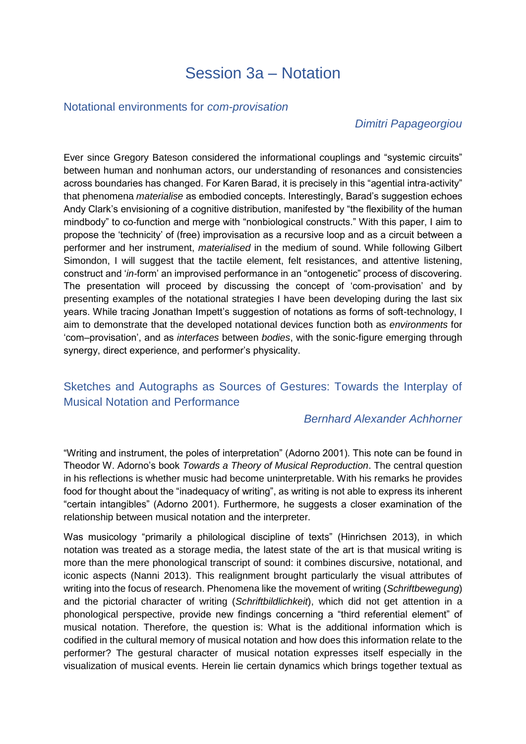# Session 3a – Notation

## Notational environments for *com-provisation*

*Dimitri Papageorgiou*

Ever since Gregory Bateson considered the informational couplings and "systemic circuits" between human and nonhuman actors, our understanding of resonances and consistencies across boundaries has changed. For Karen Barad, it is precisely in this "agential intra-activity" that phenomena *materialise* as embodied concepts. Interestingly, Barad's suggestion echoes Andy Clark's envisioning of a cognitive distribution, manifested by "the flexibility of the human mindbody" to co-function and merge with "nonbiological constructs." With this paper, I aim to propose the 'technicity' of (free) improvisation as a recursive loop and as a circuit between a performer and her instrument, *materialised* in the medium of sound. While following Gilbert Simondon, I will suggest that the tactile element, felt resistances, and attentive listening, construct and '*in*-form' an improvised performance in an "ontogenetic" process of discovering. The presentation will proceed by discussing the concept of 'com-provisation' and by presenting examples of the notational strategies I have been developing during the last six years. While tracing Jonathan Impett's suggestion of notations as forms of soft-technology, I aim to demonstrate that the developed notational devices function both as *environments* for 'com–provisation', and as *interfaces* between *bodies*, with the sonic-figure emerging through synergy, direct experience, and performer's physicality.

## Sketches and Autographs as Sources of Gestures: Towards the Interplay of Musical Notation and Performance

*Bernhard Alexander Achhorner*

"Writing and instrument, the poles of interpretation" (Adorno 2001). This note can be found in Theodor W. Adorno's book *Towards a Theory of Musical Reproduction*. The central question in his reflections is whether music had become uninterpretable. With his remarks he provides food for thought about the "inadequacy of writing", as writing is not able to express its inherent "certain intangibles" (Adorno 2001). Furthermore, he suggests a closer examination of the relationship between musical notation and the interpreter.

Was musicology "primarily a philological discipline of texts" (Hinrichsen 2013), in which notation was treated as a storage media, the latest state of the art is that musical writing is more than the mere phonological transcript of sound: it combines discursive, notational, and iconic aspects (Nanni 2013). This realignment brought particularly the visual attributes of writing into the focus of research. Phenomena like the movement of writing (*Schriftbewegung*) and the pictorial character of writing (*Schriftbildlichkeit*), which did not get attention in a phonological perspective, provide new findings concerning a "third referential element" of musical notation. Therefore, the question is: What is the additional information which is codified in the cultural memory of musical notation and how does this information relate to the performer? The gestural character of musical notation expresses itself especially in the visualization of musical events. Herein lie certain dynamics which brings together textual as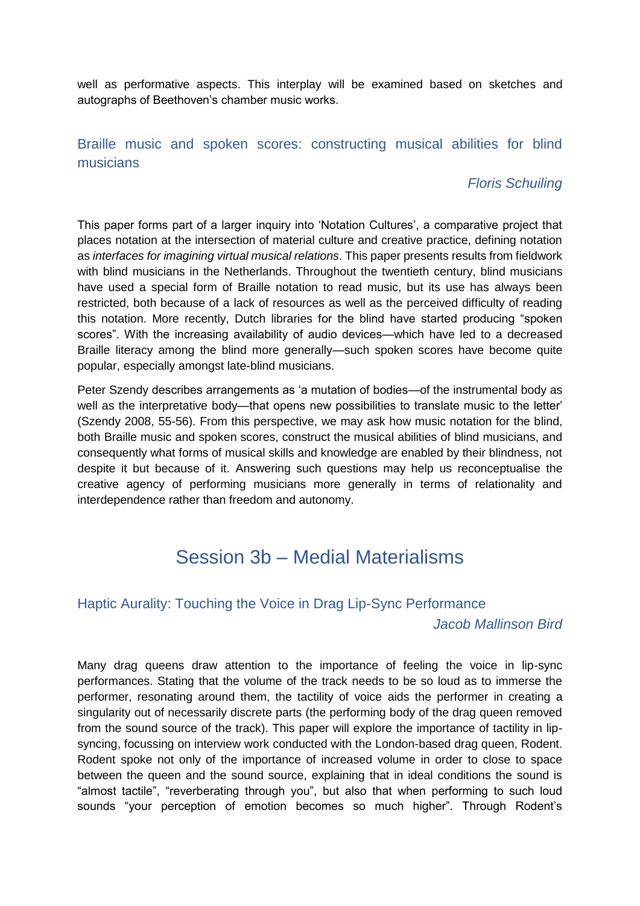well as performative aspects. This interplay will be examined based on sketches and autographs of Beethoven's chamber music works.

### Braille music and spoken scores: constructing musical abilities for blind musicians

*Floris Schuiling*

This paper forms part of a larger inquiry into 'Notation Cultures', a comparative project that places notation at the intersection of material culture and creative practice, defining notation as *interfaces for imagining virtual musical relations*. This paper presents results from fieldwork with blind musicians in the Netherlands. Throughout the twentieth century, blind musicians have used a special form of Braille notation to read music, but its use has always been restricted, both because of a lack of resources as well as the perceived difficulty of reading this notation. More recently, Dutch libraries for the blind have started producing "spoken scores". With the increasing availability of audio devices—which have led to a decreased Braille literacy among the blind more generally—such spoken scores have become quite popular, especially amongst late-blind musicians.

Peter Szendy describes arrangements as 'a mutation of bodies—of the instrumental body as well as the interpretative body—that opens new possibilities to translate music to the letter' (Szendy 2008, 55-56). From this perspective, we may ask how music notation for the blind, both Braille music and spoken scores, construct the musical abilities of blind musicians, and consequently what forms of musical skills and knowledge are enabled by their blindness, not despite it but because of it. Answering such questions may help us reconceptualise the creative agency of performing musicians more generally in terms of relationality and interdependence rather than freedom and autonomy.

## Session 3b – Medial Materialisms

### Haptic Aurality: Touching the Voice in Drag Lip-Sync Performance

*Jacob Mallinson Bird*

Many drag queens draw attention to the importance of feeling the voice in lip-sync performances. Stating that the volume of the track needs to be so loud as to immerse the performer, resonating around them, the tactility of voice aids the performer in creating a singularity out of necessarily discrete parts (the performing body of the drag queen removed from the sound source of the track). This paper will explore the importance of tactility in lip-syncing, focussing on interview work conducted with the London-based drag queen, Rodent. Rodent spoke not only of the importance of increased volume in order to close to space between the queen and the sound source, explaining that in ideal conditions the sound is "almost tactile", "reverberating through you", but also that when performing to such loud sounds "your perception of emotion becomes so much higher". Through Rodent's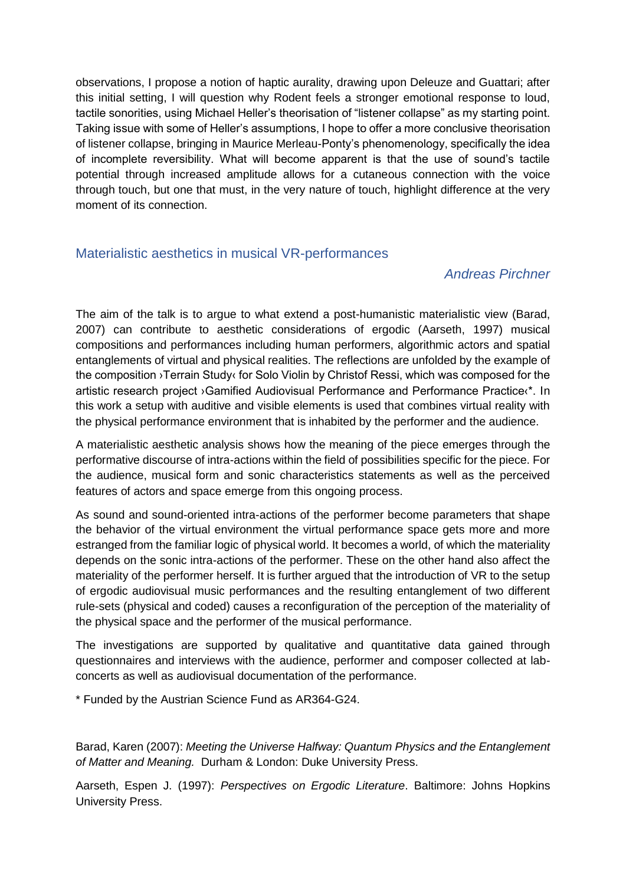observations, I propose a notion of haptic aurality, drawing upon Deleuze and Guattari; after this initial setting, I will question why Rodent feels a stronger emotional response to loud, tactile sonorities, using Michael Heller's theorisation of "listener collapse" as my starting point. Taking issue with some of Heller's assumptions, I hope to offer a more conclusive theorisation of listener collapse, bringing in Maurice Merleau-Ponty's phenomenology, specifically the idea of incomplete reversibility. What will become apparent is that the use of sound's tactile potential through increased amplitude allows for a cutaneous connection with the voice through touch, but one that must, in the very nature of touch, highlight difference at the very moment of its connection.

## Materialistic aesthetics in musical VR-performances

*Andreas Pirchner*

The aim of the talk is to argue to what extend a post-humanistic materialistic view (Barad, 2007) can contribute to aesthetic considerations of ergodic (Aarseth, 1997) musical compositions and performances including human performers, algorithmic actors and spatial entanglements of virtual and physical realities. The reflections are unfolded by the example of the composition ›Terrain Study‹ for Solo Violin by Christof Ressi, which was composed for the artistic research project ›Gamified Audiovisual Performance and Performance Practice‹*. In this work a setup with auditive and visible elements is used that combines virtual reality with the physical performance environment that is inhabited by the performer and the audience.

A materialistic aesthetic analysis shows how the meaning of the piece emerges through the performative discourse of intra-actions within the field of possibilities specific for the piece. For the audience, musical form and sonic characteristics statements as well as the perceived features of actors and space emerge from this ongoing process.

As sound and sound-oriented intra-actions of the performer become parameters that shape the behavior of the virtual environment the virtual performance space gets more and more estranged from the familiar logic of physical world. It becomes a world, of which the materiality depends on the sonic intra-actions of the performer. These on the other hand also affect the materiality of the performer herself. It is further argued that the introduction of VR to the setup of ergodic audiovisual music performances and the resulting entanglement of two different rule-sets (physical and coded) causes a reconfiguration of the perception of the materiality of the physical space and the performer of the musical performance.

The investigations are supported by qualitative and quantitative data gained through questionnaires and interviews with the audience, performer and composer collected at lab-concerts as well as audiovisual documentation of the performance.

* Funded by the Austrian Science Fund as AR364-G24.

Barad, Karen (2007): *Meeting the Universe Halfway: Quantum Physics and the Entanglement of Matter and Meaning.* Durham & London: Duke University Press.

Aarseth, Espen J. (1997): *Perspectives on Ergodic Literature*. Baltimore: Johns Hopkins University Press.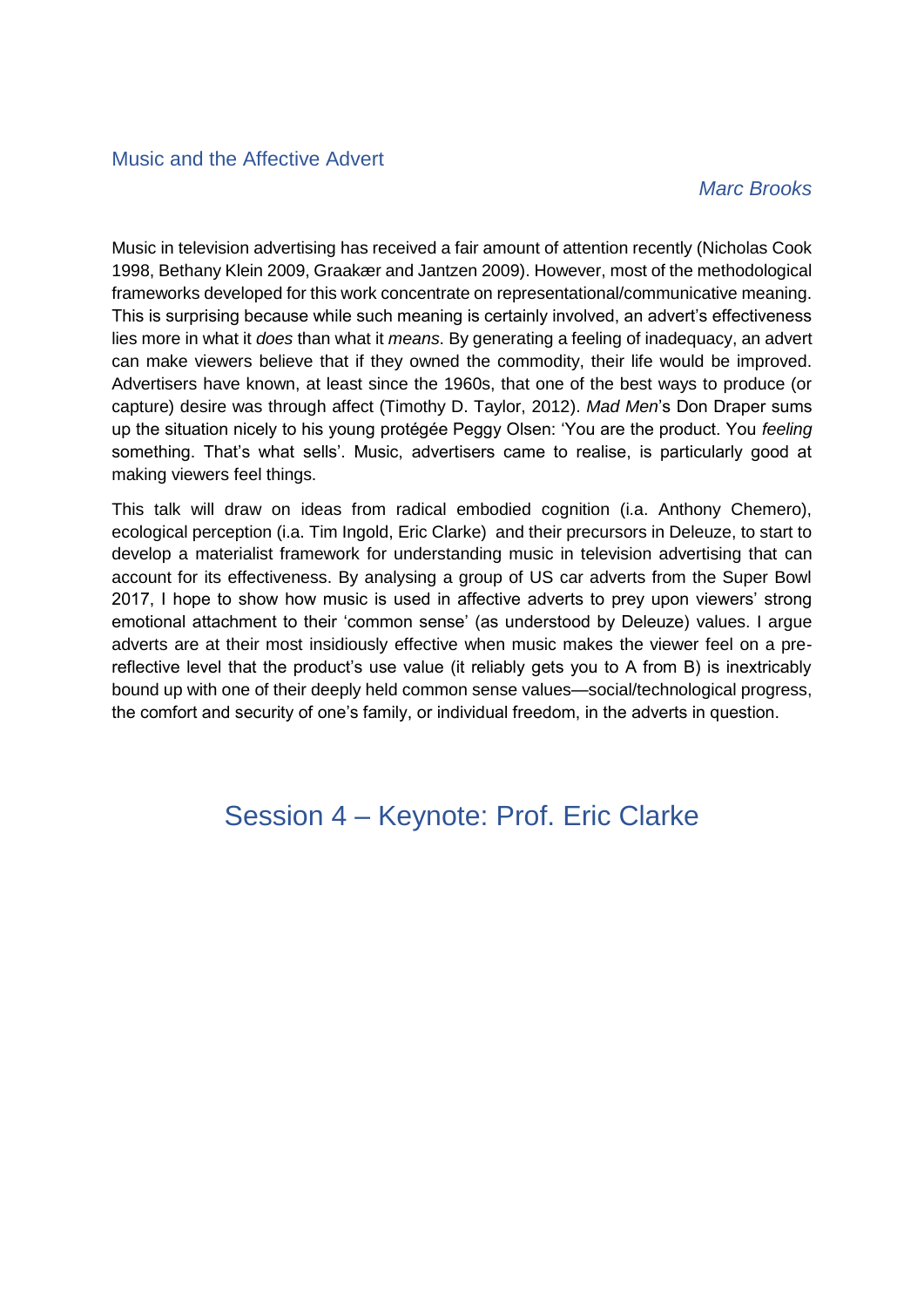## Music and the Affective Advert

*Marc Brooks*

Music in television advertising has received a fair amount of attention recently (Nicholas Cook 1998, Bethany Klein 2009, Graakær and Jantzen 2009). However, most of the methodological frameworks developed for this work concentrate on representational/communicative meaning. This is surprising because while such meaning is certainly involved, an advert's effectiveness lies more in what it *does* than what it *means*. By generating a feeling of inadequacy, an advert can make viewers believe that if they owned the commodity, their life would be improved. Advertisers have known, at least since the 1960s, that one of the best ways to produce (or capture) desire was through affect (Timothy D. Taylor, 2012). *Mad Men*'s Don Draper sums up the situation nicely to his young protégée Peggy Olsen: 'You are the product. You *feeling* something. That's what sells'. Music, advertisers came to realise, is particularly good at making viewers feel things.

This talk will draw on ideas from radical embodied cognition (i.a. Anthony Chemero), ecological perception (i.a. Tim Ingold, Eric Clarke) and their precursors in Deleuze, to start to develop a materialist framework for understanding music in television advertising that can account for its effectiveness. By analysing a group of US car adverts from the Super Bowl 2017, I hope to show how music is used in affective adverts to prey upon viewers' strong emotional attachment to their 'common sense' (as understood by Deleuze) values. I argue adverts are at their most insidiously effective when music makes the viewer feel on a pre-reflective level that the product's use value (it reliably gets you to A from B) is inextricably bound up with one of their deeply held common sense values—social/technological progress, the comfort and security of one's family, or individual freedom, in the adverts in question.

# Session 4 – Keynote: Prof. Eric Clarke